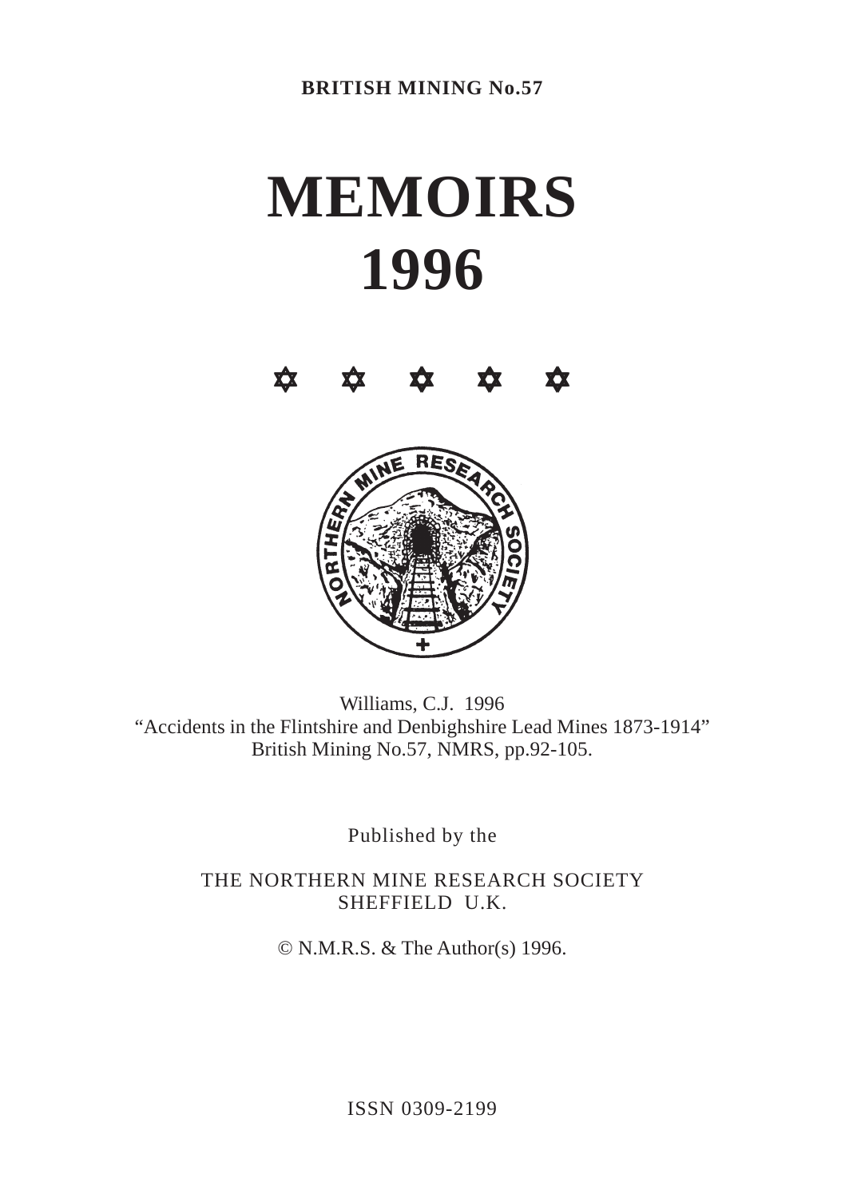**BRITISH MINING No.57**

# MEMOIRS 1996

✡ ✡ ✡ ✡ ✡

Williams, C.J. 1996
"Accidents in the Flintshire and Denbighshire Lead Mines 1873-1914"
British Mining No.57, NMRS, pp.92-105.

Published by the

THE NORTHERN MINE RESEARCH SOCIETY
SHEFFIELD U.K.

© N.M.R.S. & The Author(s) 1996.

ISSN 0309-2199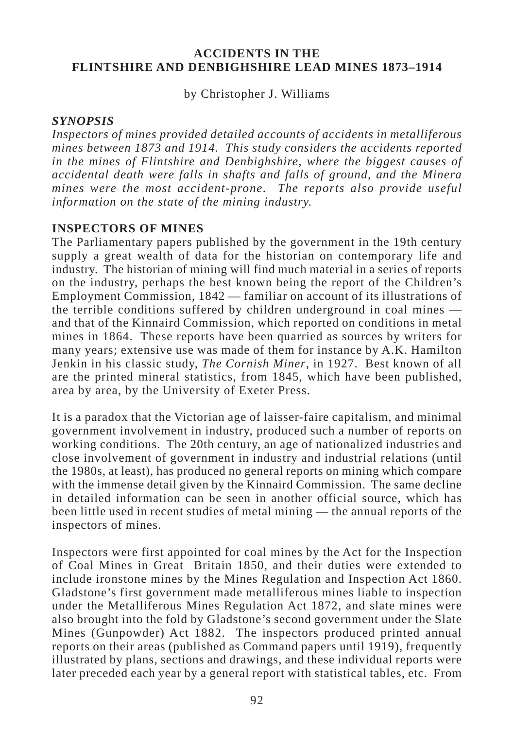# ACCIDENTS IN THE FLINTSHIRE AND DENBIGHSHIRE LEAD MINES 1873–1914

by Christopher J. Williams

### *SYNOPSIS*

*Inspectors of mines provided detailed accounts of accidents in metalliferous mines between 1873 and 1914. This study considers the accidents reported in the mines of Flintshire and Denbighshire, where the biggest causes of accidental death were falls in shafts and falls of ground, and the Minera mines were the most accident-prone. The reports also provide useful information on the state of the mining industry.*

### INSPECTORS OF MINES

The Parliamentary papers published by the government in the 19th century supply a great wealth of data for the historian on contemporary life and industry. The historian of mining will find much material in a series of reports on the industry, perhaps the best known being the report of the Children's Employment Commission, 1842 — familiar on account of its illustrations of the terrible conditions suffered by children underground in coal mines — and that of the Kinnaird Commission, which reported on conditions in metal mines in 1864. These reports have been quarried as sources by writers for many years; extensive use was made of them for instance by A.K. Hamilton Jenkin in his classic study, *The Cornish Miner*, in 1927. Best known of all are the printed mineral statistics, from 1845, which have been published, area by area, by the University of Exeter Press.

It is a paradox that the Victorian age of laisser-faire capitalism, and minimal government involvement in industry, produced such a number of reports on working conditions. The 20th century, an age of nationalized industries and close involvement of government in industry and industrial relations (until the 1980s, at least), has produced no general reports on mining which compare with the immense detail given by the Kinnaird Commission. The same decline in detailed information can be seen in another official source, which has been little used in recent studies of metal mining — the annual reports of the inspectors of mines.

Inspectors were first appointed for coal mines by the Act for the Inspection of Coal Mines in Great Britain 1850, and their duties were extended to include ironstone mines by the Mines Regulation and Inspection Act 1860. Gladstone's first government made metalliferous mines liable to inspection under the Metalliferous Mines Regulation Act 1872, and slate mines were also brought into the fold by Gladstone's second government under the Slate Mines (Gunpowder) Act 1882. The inspectors produced printed annual reports on their areas (published as Command papers until 1919), frequently illustrated by plans, sections and drawings, and these individual reports were later preceded each year by a general report with statistical tables, etc. From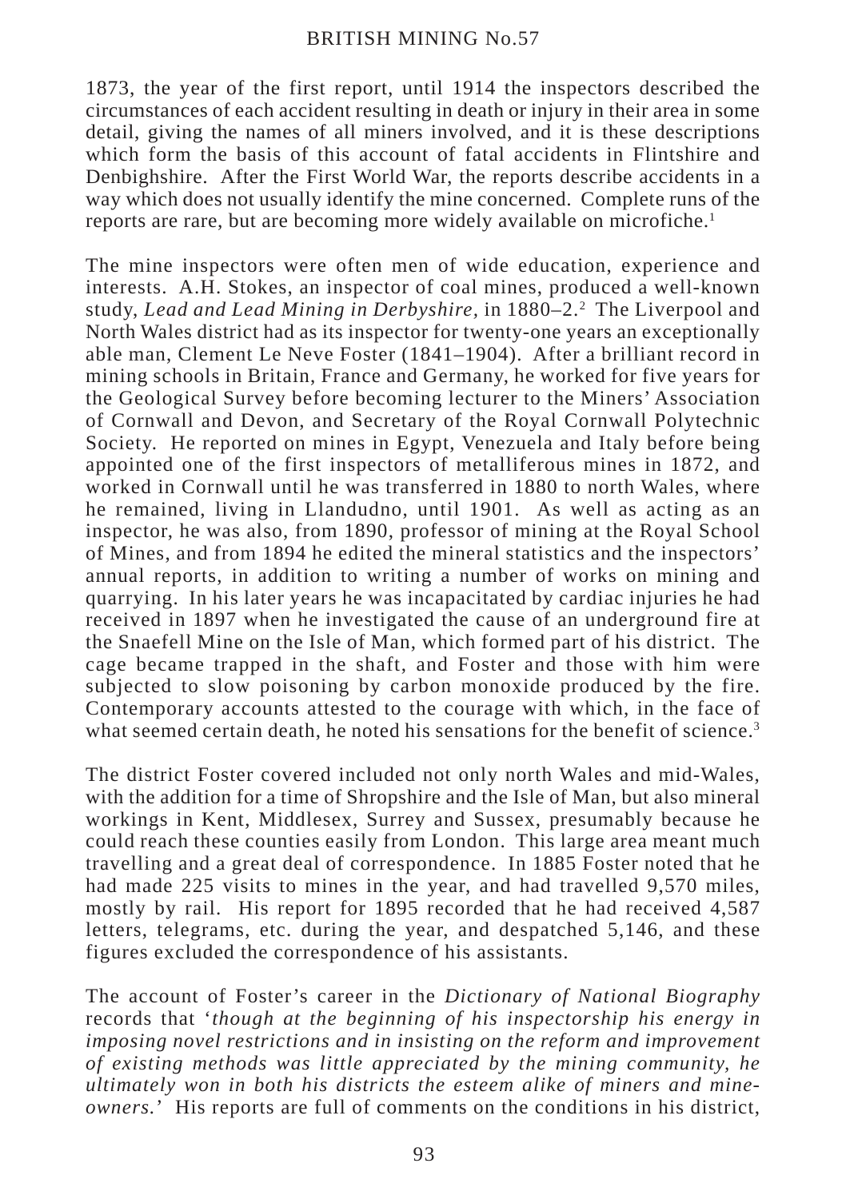1873, the year of the first report, until 1914 the inspectors described the circumstances of each accident resulting in death or injury in their area in some detail, giving the names of all miners involved, and it is these descriptions which form the basis of this account of fatal accidents in Flintshire and Denbighshire. After the First World War, the reports describe accidents in a way which does not usually identify the mine concerned. Complete runs of the reports are rare, but are becoming more widely available on microfiche.[1]

The mine inspectors were often men of wide education, experience and interests. A.H. Stokes, an inspector of coal mines, produced a well-known study, *Lead and Lead Mining in Derbyshire,* in 1880–2.[2] The Liverpool and North Wales district had as its inspector for twenty-one years an exceptionally able man, Clement Le Neve Foster (1841–1904). After a brilliant record in mining schools in Britain, France and Germany, he worked for five years for the Geological Survey before becoming lecturer to the Miners' Association of Cornwall and Devon, and Secretary of the Royal Cornwall Polytechnic Society. He reported on mines in Egypt, Venezuela and Italy before being appointed one of the first inspectors of metalliferous mines in 1872, and worked in Cornwall until he was transferred in 1880 to north Wales, where he remained, living in Llandudno, until 1901. As well as acting as an inspector, he was also, from 1890, professor of mining at the Royal School of Mines, and from 1894 he edited the mineral statistics and the inspectors' annual reports, in addition to writing a number of works on mining and quarrying. In his later years he was incapacitated by cardiac injuries he had received in 1897 when he investigated the cause of an underground fire at the Snaefell Mine on the Isle of Man, which formed part of his district. The cage became trapped in the shaft, and Foster and those with him were subjected to slow poisoning by carbon monoxide produced by the fire. Contemporary accounts attested to the courage with which, in the face of what seemed certain death, he noted his sensations for the benefit of science.[3]

The district Foster covered included not only north Wales and mid-Wales, with the addition for a time of Shropshire and the Isle of Man, but also mineral workings in Kent, Middlesex, Surrey and Sussex, presumably because he could reach these counties easily from London. This large area meant much travelling and a great deal of correspondence. In 1885 Foster noted that he had made 225 visits to mines in the year, and had travelled 9,570 miles, mostly by rail. His report for 1895 recorded that he had received 4,587 letters, telegrams, etc. during the year, and despatched 5,146, and these figures excluded the correspondence of his assistants.

The account of Foster's career in the *Dictionary of National Biography* records that '*though at the beginning of his inspectorship his energy in imposing novel restrictions and in insisting on the reform and improvement of existing methods was little appreciated by the mining community, he ultimately won in both his districts the esteem alike of miners and mine-owners.*' His reports are full of comments on the conditions in his district,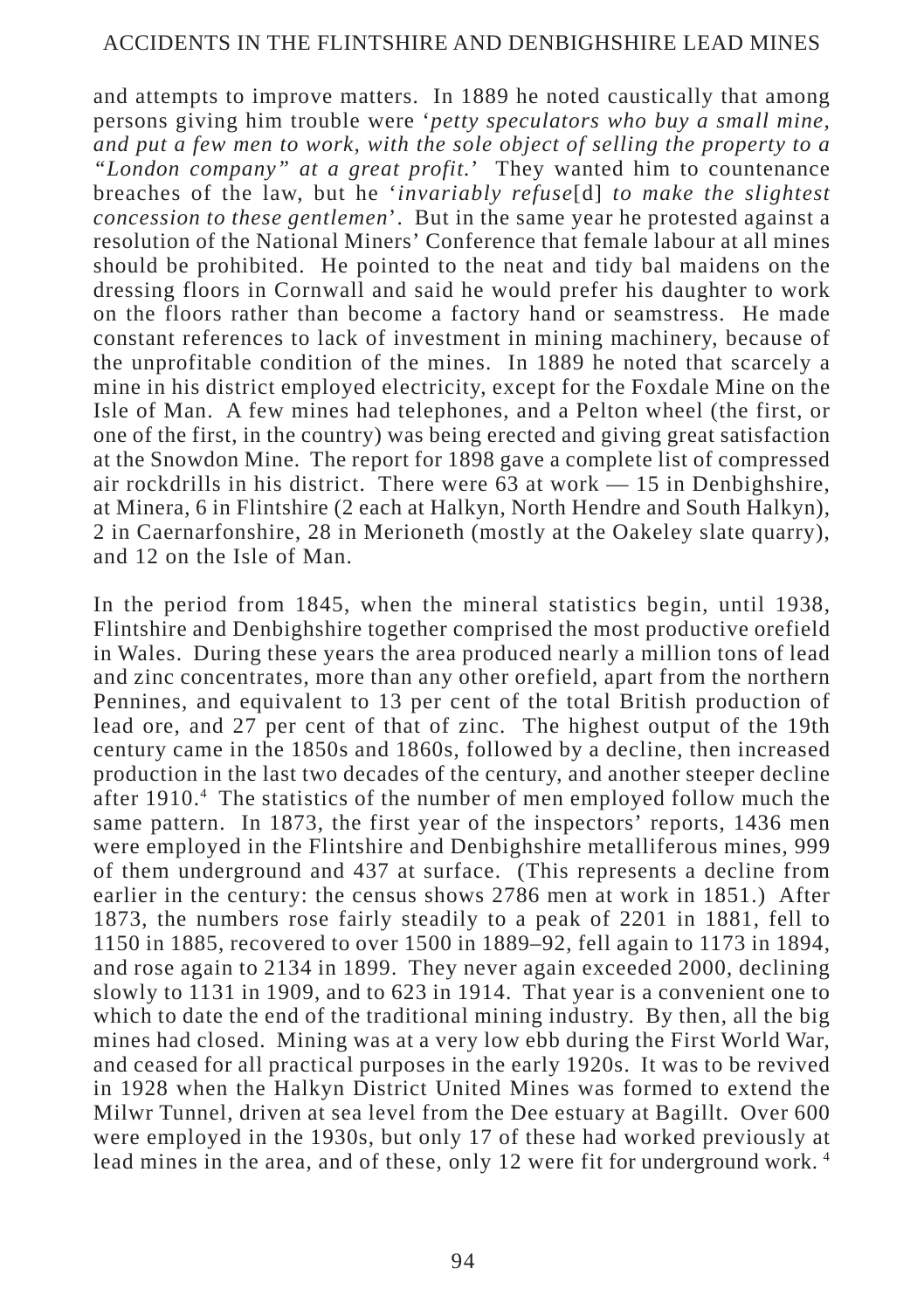and attempts to improve matters. In 1889 he noted caustically that among persons giving him trouble were '*petty speculators who buy a small mine, and put a few men to work, with the sole object of selling the property to a "London company" at a great profit.*' They wanted him to countenance breaches of the law, but he '*invariably refuse*[d] *to make the slightest concession to these gentlemen*'. But in the same year he protested against a resolution of the National Miners' Conference that female labour at all mines should be prohibited. He pointed to the neat and tidy bal maidens on the dressing floors in Cornwall and said he would prefer his daughter to work on the floors rather than become a factory hand or seamstress. He made constant references to lack of investment in mining machinery, because of the unprofitable condition of the mines. In 1889 he noted that scarcely a mine in his district employed electricity, except for the Foxdale Mine on the Isle of Man. A few mines had telephones, and a Pelton wheel (the first, or one of the first, in the country) was being erected and giving great satisfaction at the Snowdon Mine. The report for 1898 gave a complete list of compressed air rockdrills in his district. There were 63 at work — 15 in Denbighshire, at Minera, 6 in Flintshire (2 each at Halkyn, North Hendre and South Halkyn), 2 in Caernarfonshire, 28 in Merioneth (mostly at the Oakeley slate quarry), and 12 on the Isle of Man.

In the period from 1845, when the mineral statistics begin, until 1938, Flintshire and Denbighshire together comprised the most productive orefield in Wales. During these years the area produced nearly a million tons of lead and zinc concentrates, more than any other orefield, apart from the northern Pennines, and equivalent to 13 per cent of the total British production of lead ore, and 27 per cent of that of zinc. The highest output of the 19th century came in the 1850s and 1860s, followed by a decline, then increased production in the last two decades of the century, and another steeper decline after 1910.[4] The statistics of the number of men employed follow much the same pattern. In 1873, the first year of the inspectors' reports, 1436 men were employed in the Flintshire and Denbighshire metalliferous mines, 999 of them underground and 437 at surface. (This represents a decline from earlier in the century: the census shows 2786 men at work in 1851.) After 1873, the numbers rose fairly steadily to a peak of 2201 in 1881, fell to 1150 in 1885, recovered to over 1500 in 1889–92, fell again to 1173 in 1894, and rose again to 2134 in 1899. They never again exceeded 2000, declining slowly to 1131 in 1909, and to 623 in 1914. That year is a convenient one to which to date the end of the traditional mining industry. By then, all the big mines had closed. Mining was at a very low ebb during the First World War, and ceased for all practical purposes in the early 1920s. It was to be revived in 1928 when the Halkyn District United Mines was formed to extend the Milwr Tunnel, driven at sea level from the Dee estuary at Bagillt. Over 600 were employed in the 1930s, but only 17 of these had worked previously at lead mines in the area, and of these, only 12 were fit for underground work.[4]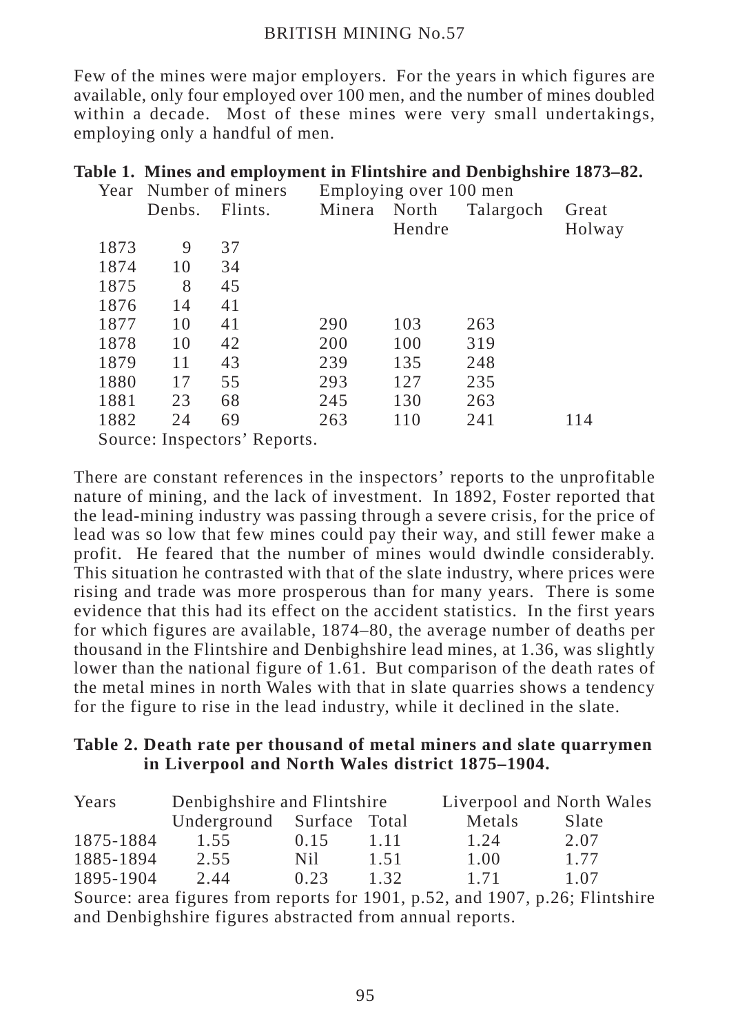Few of the mines were major employers. For the years in which figures are available, only four employed over 100 men, and the number of mines doubled within a decade. Most of these mines were very small undertakings, employing only a handful of men.

**Table 1. Mines and employment in Flintshire and Denbighshire 1873–82.**

| Year | Number of miners | | Employing over 100 men | | | |
|---|---|---|---|---|---|---|
| | Denbs. | Flints. | Minera | North Hendre | Talargoch | Great Holway |
| 1873 | 9 | 37 | | | | |
| 1874 | 10 | 34 | | | | |
| 1875 | 8 | 45 | | | | |
| 1876 | 14 | 41 | | | | |
| 1877 | 10 | 41 | 290 | 103 | 263 | |
| 1878 | 10 | 42 | 200 | 100 | 319 | |
| 1879 | 11 | 43 | 239 | 135 | 248 | |
| 1880 | 17 | 55 | 293 | 127 | 235 | |
| 1881 | 23 | 68 | 245 | 130 | 263 | |
| 1882 | 24 | 69 | 263 | 110 | 241 | 114 |

Source: Inspectors' Reports.

There are constant references in the inspectors' reports to the unprofitable nature of mining, and the lack of investment. In 1892, Foster reported that the lead-mining industry was passing through a severe crisis, for the price of lead was so low that few mines could pay their way, and still fewer make a profit. He feared that the number of mines would dwindle considerably. This situation he contrasted with that of the slate industry, where prices were rising and trade was more prosperous than for many years. There is some evidence that this had its effect on the accident statistics. In the first years for which figures are available, 1874–80, the average number of deaths per thousand in the Flintshire and Denbighshire lead mines, at 1.36, was slightly lower than the national figure of 1.61. But comparison of the death rates of the metal mines in north Wales with that in slate quarries shows a tendency for the figure to rise in the lead industry, while it declined in the slate.

**Table 2. Death rate per thousand of metal miners and slate quarrymen in Liverpool and North Wales district 1875–1904.**

| Years | Denbighshire and Flintshire | | | Liverpool and North Wales | |
|---|---|---|---|---|---|
| | Underground | Surface | Total | Metals | Slate |
| 1875-1884 | 1.55 | 0.15 | 1.11 | 1.24 | 2.07 |
| 1885-1894 | 2.55 | Nil | 1.51 | 1.00 | 1.77 |
| 1895-1904 | 2.44 | 0.23 | 1.32 | 1.71 | 1.07 |

Source: area figures from reports for 1901, p.52, and 1907, p.26; Flintshire and Denbighshire figures abstracted from annual reports.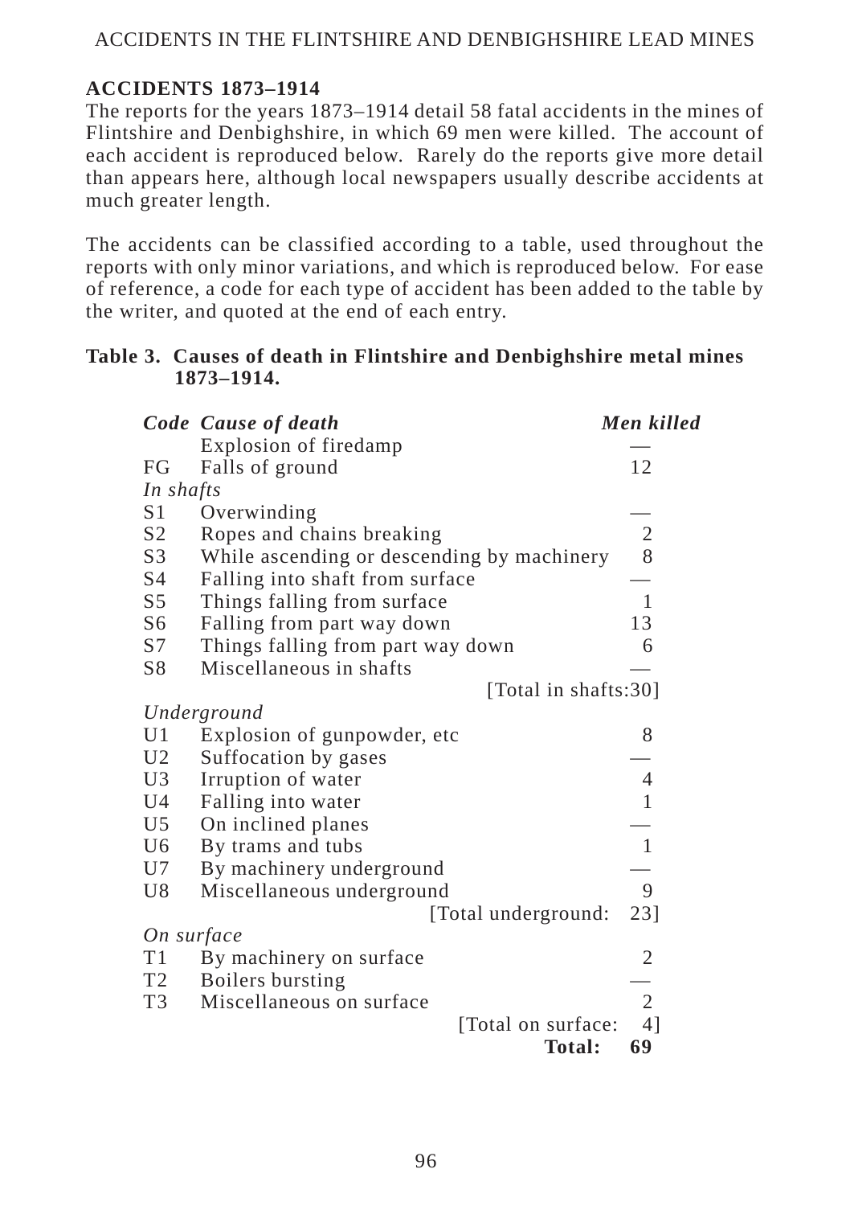## ACCIDENTS 1873–1914

The reports for the years 1873–1914 detail 58 fatal accidents in the mines of Flintshire and Denbighshire, in which 69 men were killed. The account of each accident is reproduced below. Rarely do the reports give more detail than appears here, although local newspapers usually describe accidents at much greater length.

The accidents can be classified according to a table, used throughout the reports with only minor variations, and which is reproduced below. For ease of reference, a code for each type of accident has been added to the table by the writer, and quoted at the end of each entry.

**Table 3. Causes of death in Flintshire and Denbighshire metal mines 1873–1914.**

| *Code* | *Cause of death* | *Men killed* |
|---|---|---|
| | Explosion of firedamp | — |
| FG | Falls of ground | 12 |
| *In shafts* | | |
| S1 | Overwinding | — |
| S2 | Ropes and chains breaking | 2 |
| S3 | While ascending or descending by machinery | 8 |
| S4 | Falling into shaft from surface | — |
| S5 | Things falling from surface | 1 |
| S6 | Falling from part way down | 13 |
| S7 | Things falling from part way down | 6 |
| S8 | Miscellaneous in shafts | — |
| | [Total in shafts: | 30] |
| *Underground* | | |
| U1 | Explosion of gunpowder, etc | 8 |
| U2 | Suffocation by gases | — |
| U3 | Irruption of water | 4 |
| U4 | Falling into water | 1 |
| U5 | On inclined planes | — |
| U6 | By trams and tubs | 1 |
| U7 | By machinery underground | — |
| U8 | Miscellaneous underground | 9 |
| | [Total underground: | 23] |
| *On surface* | | |
| T1 | By machinery on surface | 2 |
| T2 | Boilers bursting | — |
| T3 | Miscellaneous on surface | 2 |
| | [Total on surface: | 4] |
| | **Total:** | **69** |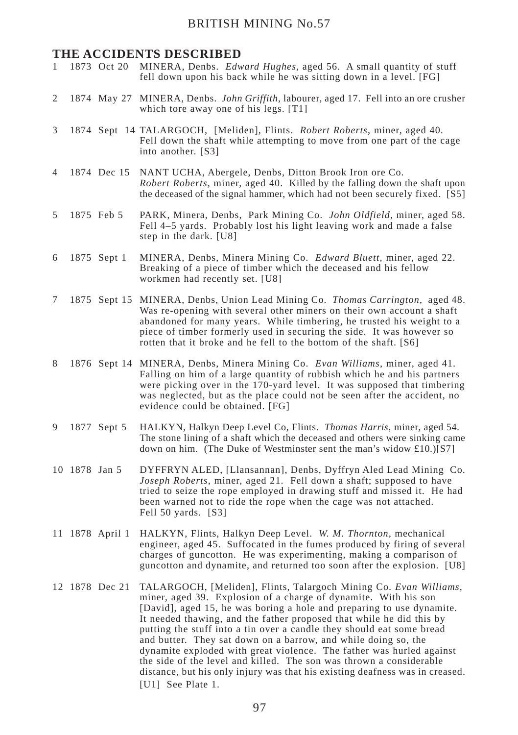## THE ACCIDENTS DESCRIBED

1 1873 Oct 20 MINERA, Denbs. *Edward Hughes*, aged 56. A small quantity of stuff fell down upon his back while he was sitting down in a level. [FG]

2 1874 May 27 MINERA, Denbs. *John Griffith*, labourer, aged 17. Fell into an ore crusher which tore away one of his legs. [T1]

3 1874 Sept 14 TALARGOCH, [Meliden], Flints. *Robert Roberts*, miner, aged 40. Fell down the shaft while attempting to move from one part of the cage into another. [S3]

4 1874 Dec 15 NANT UCHA, Abergele, Denbs, Ditton Brook Iron ore Co. *Robert Roberts*, miner, aged 40. Killed by the falling down the shaft upon the deceased of the signal hammer, which had not been securely fixed. [S5]

5 1875 Feb 5 PARK, Minera, Denbs, Park Mining Co. *John Oldfield*, miner, aged 58. Fell 4–5 yards. Probably lost his light leaving work and made a false step in the dark. [U8]

6 1875 Sept 1 MINERA, Denbs, Minera Mining Co. *Edward Bluett*, miner, aged 22. Breaking of a piece of timber which the deceased and his fellow workmen had recently set. [U8]

7 1875 Sept 15 MINERA, Denbs, Union Lead Mining Co. *Thomas Carrington*, aged 48. Was re-opening with several other miners on their own account a shaft abandoned for many years. While timbering, he trusted his weight to a piece of timber formerly used in securing the side. It was however so rotten that it broke and he fell to the bottom of the shaft. [S6]

8 1876 Sept 14 MINERA, Denbs, Minera Mining Co. *Evan Williams*, miner, aged 41. Falling on him of a large quantity of rubbish which he and his partners were picking over in the 170-yard level. It was supposed that timbering was neglected, but as the place could not be seen after the accident, no evidence could be obtained. [FG]

9 1877 Sept 5 HALKYN, Halkyn Deep Level Co, Flints. *Thomas Harris*, miner, aged 54. The stone lining of a shaft which the deceased and others were sinking came down on him. (The Duke of Westminster sent the man's widow £10.)[S7]

10 1878 Jan 5 DYFFRYN ALED, [Llansannan], Denbs, Dyffryn Aled Lead Mining Co. *Joseph Roberts*, miner, aged 21. Fell down a shaft; supposed to have tried to seize the rope employed in drawing stuff and missed it. He had been warned not to ride the rope when the cage was not attached. Fell 50 yards. [S3]

11 1878 April 1 HALKYN, Flints, Halkyn Deep Level. *W. M. Thornton*, mechanical engineer, aged 45. Suffocated in the fumes produced by firing of several charges of guncotton. He was experimenting, making a comparison of guncotton and dynamite, and returned too soon after the explosion. [U8]

12 1878 Dec 21 TALARGOCH, [Meliden], Flints, Talargoch Mining Co. *Evan Williams*, miner, aged 39. Explosion of a charge of dynamite. With his son [David], aged 15, he was boring a hole and preparing to use dynamite. It needed thawing, and the father proposed that while he did this by putting the stuff into a tin over a candle they should eat some bread and butter. They sat down on a barrow, and while doing so, the dynamite exploded with great violence. The father was hurled against the side of the level and killed. The son was thrown a considerable distance, but his only injury was that his existing deafness was in creased. [U1] See Plate 1.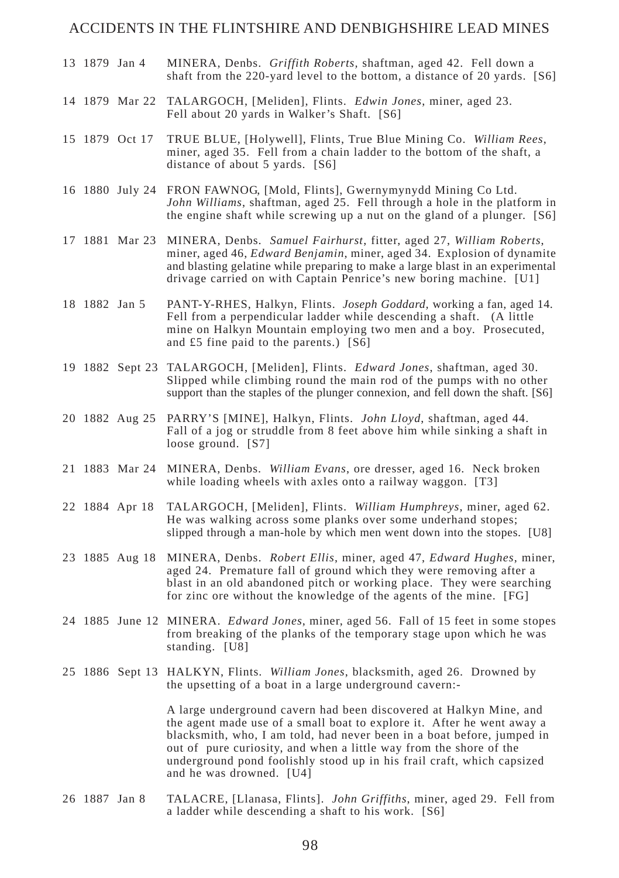13 1879 Jan 4 MINERA, Denbs. *Griffith Roberts*, shaftman, aged 42. Fell down a shaft from the 220-yard level to the bottom, a distance of 20 yards. [S6]

14 1879 Mar 22 TALARGOCH, [Meliden], Flints. *Edwin Jones*, miner, aged 23. Fell about 20 yards in Walker's Shaft. [S6]

15 1879 Oct 17 TRUE BLUE, [Holywell], Flints, True Blue Mining Co. *William Rees*, miner, aged 35. Fell from a chain ladder to the bottom of the shaft, a distance of about 5 yards. [S6]

16 1880 July 24 FRON FAWNOG, [Mold, Flints], Gwernymynydd Mining Co Ltd. *John Williams*, shaftman, aged 25. Fell through a hole in the platform in the engine shaft while screwing up a nut on the gland of a plunger. [S6]

17 1881 Mar 23 MINERA, Denbs. *Samuel Fairhurst*, fitter, aged 27, *William Roberts*, miner, aged 46, *Edward Benjamin*, miner, aged 34. Explosion of dynamite and blasting gelatine while preparing to make a large blast in an experimental drivage carried on with Captain Penrice's new boring machine. [U1]

18 1882 Jan 5 PANT-Y-RHES, Halkyn, Flints. *Joseph Goddard*, working a fan, aged 14. Fell from a perpendicular ladder while descending a shaft. (A little mine on Halkyn Mountain employing two men and a boy. Prosecuted, and £5 fine paid to the parents.) [S6]

19 1882 Sept 23 TALARGOCH, [Meliden], Flints. *Edward Jones*, shaftman, aged 30. Slipped while climbing round the main rod of the pumps with no other support than the staples of the plunger connexion, and fell down the shaft. [S6]

20 1882 Aug 25 PARRY'S [MINE], Halkyn, Flints. *John Lloyd*, shaftman, aged 44. Fall of a jog or struddle from 8 feet above him while sinking a shaft in loose ground. [S7]

21 1883 Mar 24 MINERA, Denbs. *William Evans*, ore dresser, aged 16. Neck broken while loading wheels with axles onto a railway waggon. [T3]

22 1884 Apr 18 TALARGOCH, [Meliden], Flints. *William Humphreys*, miner, aged 62. He was walking across some planks over some underhand stopes; slipped through a man-hole by which men went down into the stopes. [U8]

23 1885 Aug 18 MINERA, Denbs. *Robert Ellis*, miner, aged 47, *Edward Hughes*, miner, aged 24. Premature fall of ground which they were removing after a blast in an old abandoned pitch or working place. They were searching for zinc ore without the knowledge of the agents of the mine. [FG]

24 1885 June 12 MINERA. *Edward Jones*, miner, aged 56. Fall of 15 feet in some stopes from breaking of the planks of the temporary stage upon which he was standing. [U8]

25 1886 Sept 13 HALKYN, Flints. *William Jones*, blacksmith, aged 26. Drowned by the upsetting of a boat in a large underground cavern:-

A large underground cavern had been discovered at Halkyn Mine, and the agent made use of a small boat to explore it. After he went away a blacksmith, who, I am told, had never been in a boat before, jumped in out of pure curiosity, and when a little way from the shore of the underground pond foolishly stood up in his frail craft, which capsized and he was drowned. [U4]

26 1887 Jan 8 TALACRE, [Llanasa, Flints]. *John Griffiths*, miner, aged 29. Fell from a ladder while descending a shaft to his work. [S6]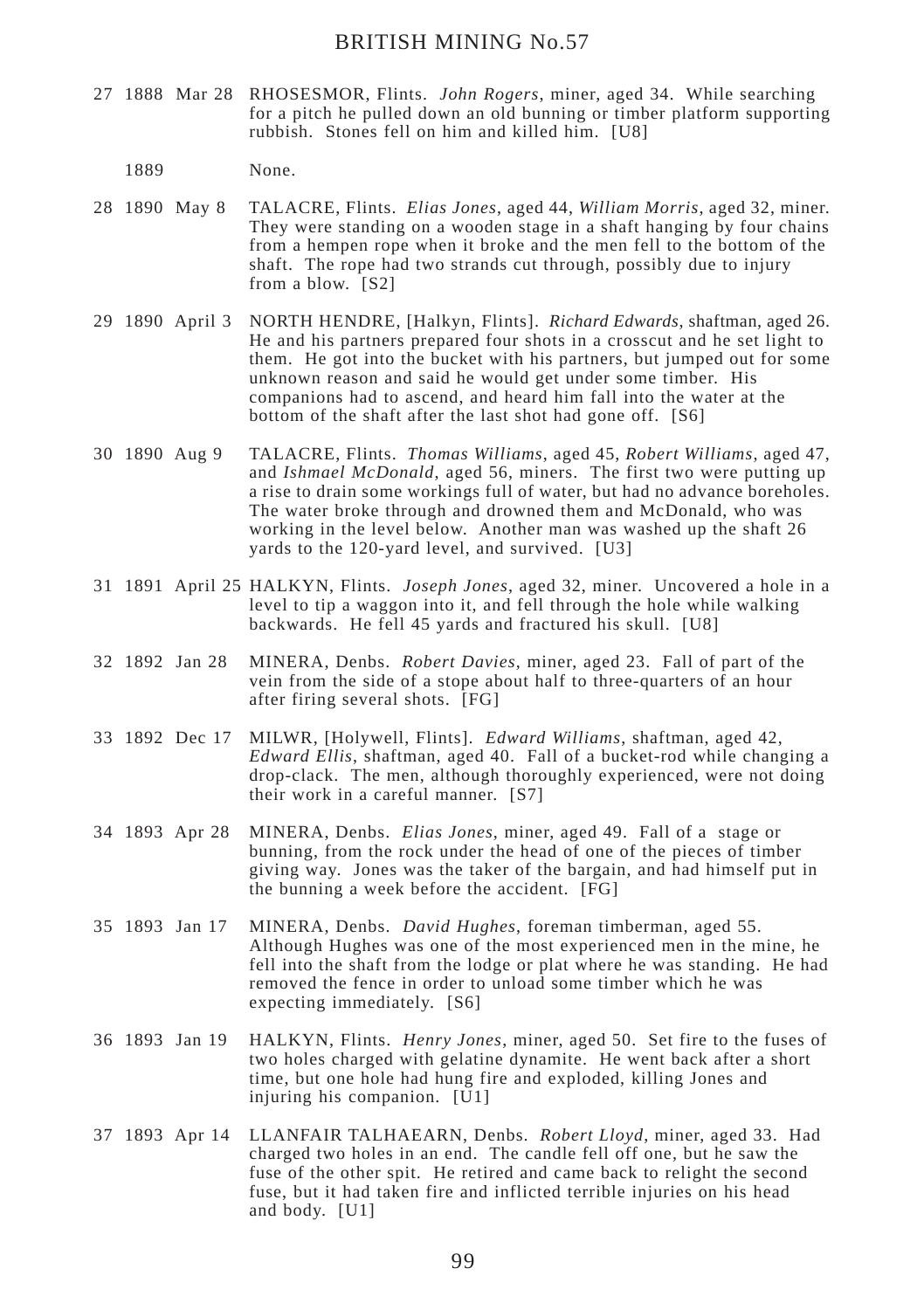27 1888 Mar 28 RHOSESMOR, Flints. *John Rogers*, miner, aged 34. While searching for a pitch he pulled down an old bunning or timber platform supporting rubbish. Stones fell on him and killed him. [U8]

1889 None.

28 1890 May 8 TALACRE, Flints. *Elias Jones*, aged 44, *William Morris*, aged 32, miner. They were standing on a wooden stage in a shaft hanging by four chains from a hempen rope when it broke and the men fell to the bottom of the shaft. The rope had two strands cut through, possibly due to injury from a blow. [S2]

29 1890 April 3 NORTH HENDRE, [Halkyn, Flints]. *Richard Edwards*, shaftman, aged 26. He and his partners prepared four shots in a crosscut and he set light to them. He got into the bucket with his partners, but jumped out for some unknown reason and said he would get under some timber. His companions had to ascend, and heard him fall into the water at the bottom of the shaft after the last shot had gone off. [S6]

30 1890 Aug 9 TALACRE, Flints. *Thomas Williams*, aged 45, *Robert Williams*, aged 47, and *Ishmael McDonald*, aged 56, miners. The first two were putting up a rise to drain some workings full of water, but had no advance boreholes. The water broke through and drowned them and McDonald, who was working in the level below. Another man was washed up the shaft 26 yards to the 120-yard level, and survived. [U3]

31 1891 April 25 HALKYN, Flints. *Joseph Jones*, aged 32, miner. Uncovered a hole in a level to tip a waggon into it, and fell through the hole while walking backwards. He fell 45 yards and fractured his skull. [U8]

32 1892 Jan 28 MINERA, Denbs. *Robert Davies*, miner, aged 23. Fall of part of the vein from the side of a stope about half to three-quarters of an hour after firing several shots. [FG]

33 1892 Dec 17 MILWR, [Holywell, Flints]. *Edward Williams*, shaftman, aged 42, *Edward Ellis*, shaftman, aged 40. Fall of a bucket-rod while changing a drop-clack. The men, although thoroughly experienced, were not doing their work in a careful manner. [S7]

34 1893 Apr 28 MINERA, Denbs. *Elias Jones*, miner, aged 49. Fall of a stage or bunning, from the rock under the head of one of the pieces of timber giving way. Jones was the taker of the bargain, and had himself put in the bunning a week before the accident. [FG]

35 1893 Jan 17 MINERA, Denbs. *David Hughes*, foreman timberman, aged 55. Although Hughes was one of the most experienced men in the mine, he fell into the shaft from the lodge or plat where he was standing. He had removed the fence in order to unload some timber which he was expecting immediately. [S6]

36 1893 Jan 19 HALKYN, Flints. *Henry Jones*, miner, aged 50. Set fire to the fuses of two holes charged with gelatine dynamite. He went back after a short time, but one hole had hung fire and exploded, killing Jones and injuring his companion. [U1]

37 1893 Apr 14 LLANFAIR TALHAEARN, Denbs. *Robert Lloyd*, miner, aged 33. Had charged two holes in an end. The candle fell off one, but he saw the fuse of the other spit. He retired and came back to relight the second fuse, but it had taken fire and inflicted terrible injuries on his head and body. [U1]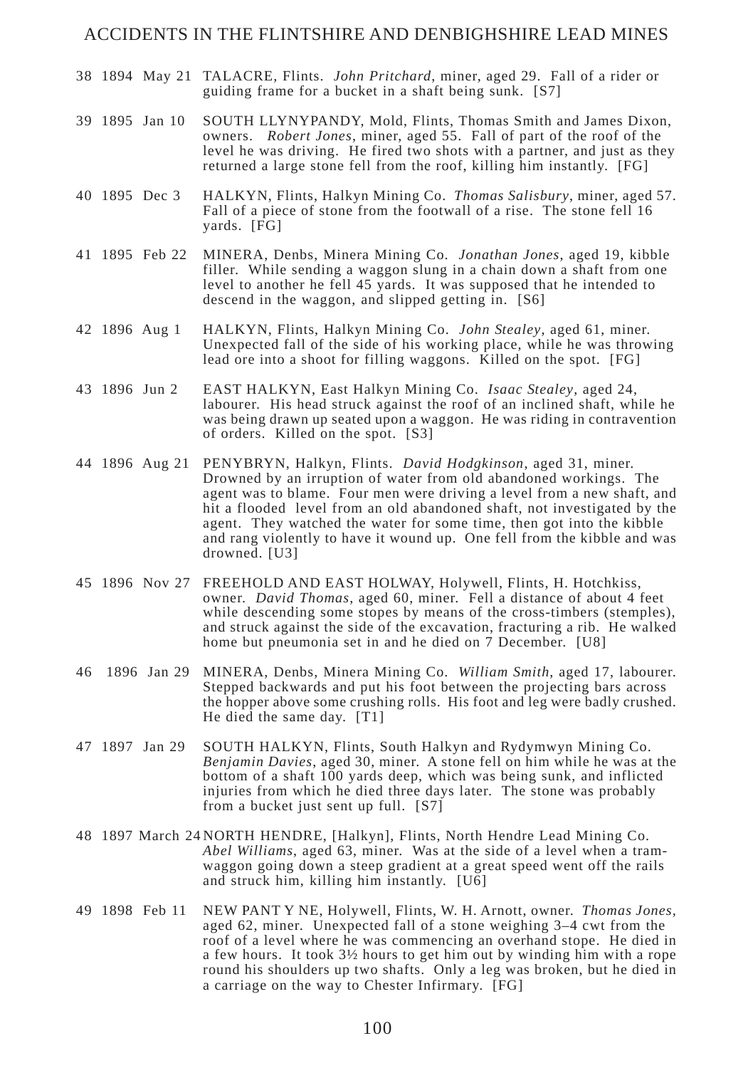38 1894 May 21 TALACRE, Flints. *John Pritchard*, miner, aged 29. Fall of a rider or guiding frame for a bucket in a shaft being sunk. [S7]

39 1895 Jan 10 SOUTH LLYNYPANDY, Mold, Flints, Thomas Smith and James Dixon, owners. *Robert Jones*, miner, aged 55. Fall of part of the roof of the level he was driving. He fired two shots with a partner, and just as they returned a large stone fell from the roof, killing him instantly. [FG]

40 1895 Dec 3 HALKYN, Flints, Halkyn Mining Co. *Thomas Salisbury*, miner, aged 57. Fall of a piece of stone from the footwall of a rise. The stone fell 16 yards. [FG]

41 1895 Feb 22 MINERA, Denbs, Minera Mining Co. *Jonathan Jones*, aged 19, kibble filler. While sending a waggon slung in a chain down a shaft from one level to another he fell 45 yards. It was supposed that he intended to descend in the waggon, and slipped getting in. [S6]

42 1896 Aug 1 HALKYN, Flints, Halkyn Mining Co. *John Stealey*, aged 61, miner. Unexpected fall of the side of his working place, while he was throwing lead ore into a shoot for filling waggons. Killed on the spot. [FG]

43 1896 Jun 2 EAST HALKYN, East Halkyn Mining Co. *Isaac Stealey*, aged 24, labourer. His head struck against the roof of an inclined shaft, while he was being drawn up seated upon a waggon. He was riding in contravention of orders. Killed on the spot. [S3]

44 1896 Aug 21 PENYBRYN, Halkyn, Flints. *David Hodgkinson*, aged 31, miner. Drowned by an irruption of water from old abandoned workings. The agent was to blame. Four men were driving a level from a new shaft, and hit a flooded level from an old abandoned shaft, not investigated by the agent. They watched the water for some time, then got into the kibble and rang violently to have it wound up. One fell from the kibble and was drowned. [U3]

45 1896 Nov 27 FREEHOLD AND EAST HOLWAY, Holywell, Flints, H. Hotchkiss, owner. *David Thomas*, aged 60, miner. Fell a distance of about 4 feet while descending some stopes by means of the cross-timbers (stemples), and struck against the side of the excavation, fracturing a rib. He walked home but pneumonia set in and he died on 7 December. [U8]

46 1896 Jan 29 MINERA, Denbs, Minera Mining Co. *William Smith*, aged 17, labourer. Stepped backwards and put his foot between the projecting bars across the hopper above some crushing rolls. His foot and leg were badly crushed. He died the same day. [T1]

47 1897 Jan 29 SOUTH HALKYN, Flints, South Halkyn and Rydymwyn Mining Co. *Benjamin Davies*, aged 30, miner. A stone fell on him while he was at the bottom of a shaft 100 yards deep, which was being sunk, and inflicted injuries from which he died three days later. The stone was probably from a bucket just sent up full. [S7]

48 1897 March 24 NORTH HENDRE, [Halkyn], Flints, North Hendre Lead Mining Co. *Abel Williams*, aged 63, miner. Was at the side of a level when a tram-waggon going down a steep gradient at a great speed went off the rails and struck him, killing him instantly. [U6]

49 1898 Feb 11 NEW PANT Y NE, Holywell, Flints, W. H. Arnott, owner. *Thomas Jones*, aged 62, miner. Unexpected fall of a stone weighing 3–4 cwt from the roof of a level where he was commencing an overhand stope. He died in a few hours. It took 3½ hours to get him out by winding him with a rope round his shoulders up two shafts. Only a leg was broken, but he died in a carriage on the way to Chester Infirmary. [FG]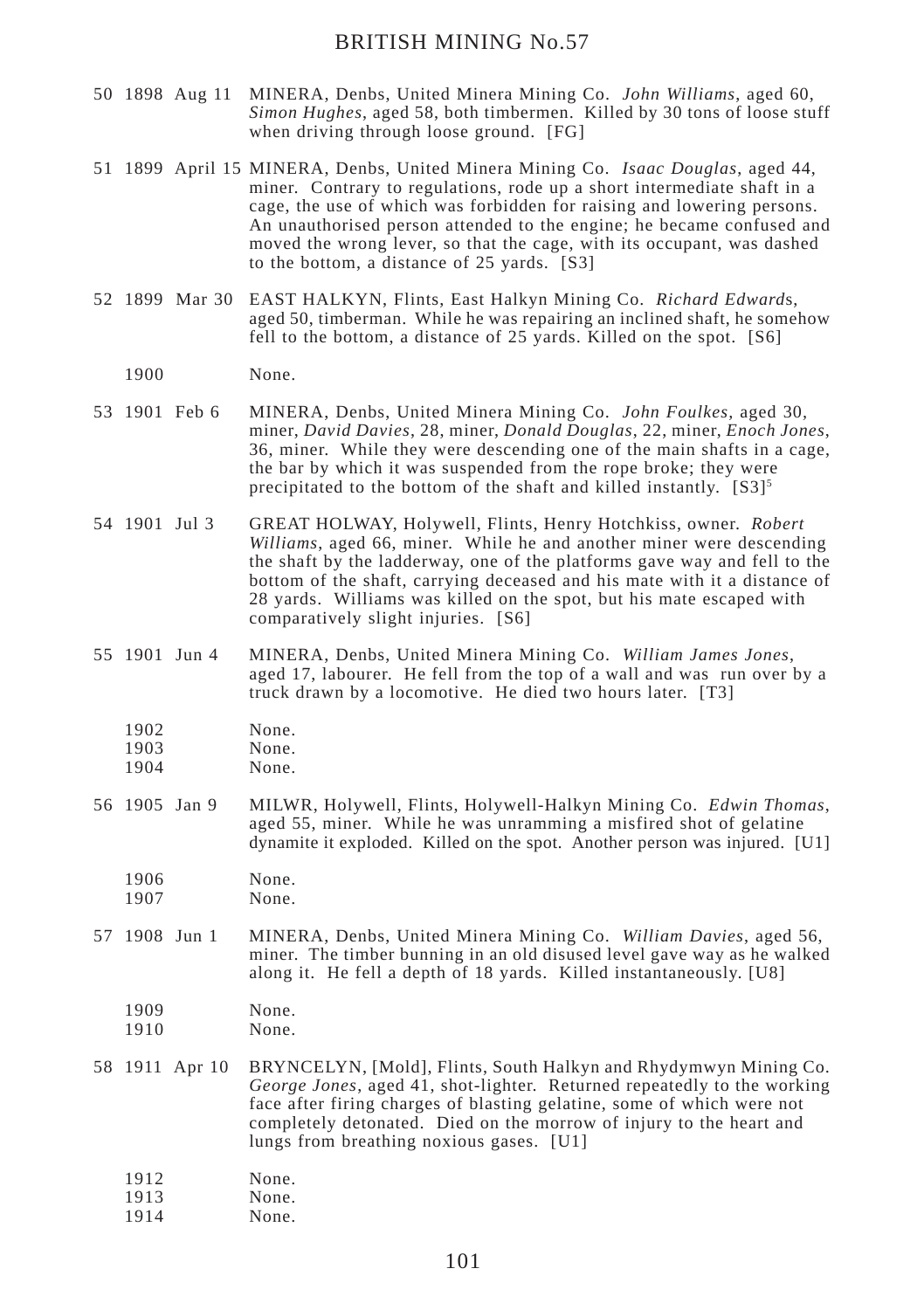50 1898 Aug 11 MINERA, Denbs, United Minera Mining Co. *John Williams*, aged 60, *Simon Hughes*, aged 58, both timbermen. Killed by 30 tons of loose stuff when driving through loose ground. [FG]

51 1899 April 15 MINERA, Denbs, United Minera Mining Co. *Isaac Douglas*, aged 44, miner. Contrary to regulations, rode up a short intermediate shaft in a cage, the use of which was forbidden for raising and lowering persons. An unauthorised person attended to the engine; he became confused and moved the wrong lever, so that the cage, with its occupant, was dashed to the bottom, a distance of 25 yards. [S3]

52 1899 Mar 30 EAST HALKYN, Flints, East Halkyn Mining Co. *Richard Edward*s, aged 50, timberman. While he was repairing an inclined shaft, he somehow fell to the bottom, a distance of 25 yards. Killed on the spot. [S6]

1900 None.

53 1901 Feb 6 MINERA, Denbs, United Minera Mining Co. *John Foulkes*, aged 30, miner, *David Davies*, 28, miner, *Donald Douglas*, 22, miner, *Enoch Jones*, 36, miner. While they were descending one of the main shafts in a cage, the bar by which it was suspended from the rope broke; they were precipitated to the bottom of the shaft and killed instantly. [S3][5]

54 1901 Jul 3 GREAT HOLWAY, Holywell, Flints, Henry Hotchkiss, owner. *Robert Williams*, aged 66, miner. While he and another miner were descending the shaft by the ladderway, one of the platforms gave way and fell to the bottom of the shaft, carrying deceased and his mate with it a distance of 28 yards. Williams was killed on the spot, but his mate escaped with comparatively slight injuries. [S6]

55 1901 Jun 4 MINERA, Denbs, United Minera Mining Co. *William James Jones*, aged 17, labourer. He fell from the top of a wall and was run over by a truck drawn by a locomotive. He died two hours later. [T3]

1902 None.
1903 None.
1904 None.

56 1905 Jan 9 MILWR, Holywell, Flints, Holywell-Halkyn Mining Co. *Edwin Thomas*, aged 55, miner. While he was unramming a misfired shot of gelatine dynamite it exploded. Killed on the spot. Another person was injured. [U1]

1906 None.
1907 None.

57 1908 Jun 1 MINERA, Denbs, United Minera Mining Co. *William Davies*, aged 56, miner. The timber bunning in an old disused level gave way as he walked along it. He fell a depth of 18 yards. Killed instantaneously. [U8]

1909 None.
1910 None.

58 1911 Apr 10 BRYNCELYN, [Mold], Flints, South Halkyn and Rhydymwyn Mining Co. *George Jones*, aged 41, shot-lighter. Returned repeatedly to the working face after firing charges of blasting gelatine, some of which were not completely detonated. Died on the morrow of injury to the heart and lungs from breathing noxious gases. [U1]

1912 None.
1913 None.
1914 None.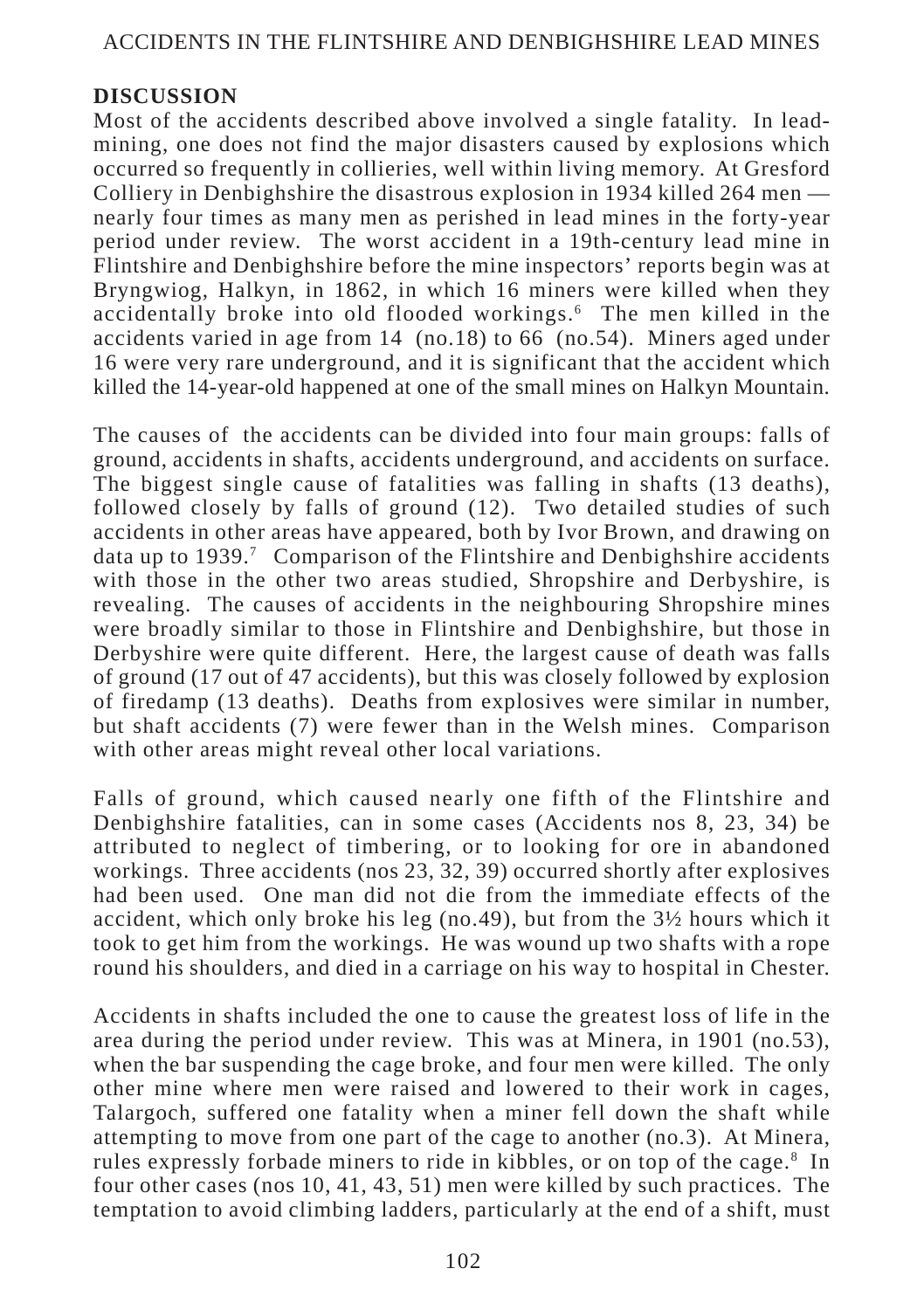## DISCUSSION

Most of the accidents described above involved a single fatality. In lead-mining, one does not find the major disasters caused by explosions which occurred so frequently in collieries, well within living memory. At Gresford Colliery in Denbighshire the disastrous explosion in 1934 killed 264 men — nearly four times as many men as perished in lead mines in the forty-year period under review. The worst accident in a 19th-century lead mine in Flintshire and Denbighshire before the mine inspectors' reports begin was at Bryngwiog, Halkyn, in 1862, in which 16 miners were killed when they accidentally broke into old flooded workings.[6] The men killed in the accidents varied in age from 14 (no.18) to 66 (no.54). Miners aged under 16 were very rare underground, and it is significant that the accident which killed the 14-year-old happened at one of the small mines on Halkyn Mountain.

The causes of the accidents can be divided into four main groups: falls of ground, accidents in shafts, accidents underground, and accidents on surface. The biggest single cause of fatalities was falling in shafts (13 deaths), followed closely by falls of ground (12). Two detailed studies of such accidents in other areas have appeared, both by Ivor Brown, and drawing on data up to 1939.[7] Comparison of the Flintshire and Denbighshire accidents with those in the other two areas studied, Shropshire and Derbyshire, is revealing. The causes of accidents in the neighbouring Shropshire mines were broadly similar to those in Flintshire and Denbighshire, but those in Derbyshire were quite different. Here, the largest cause of death was falls of ground (17 out of 47 accidents), but this was closely followed by explosion of firedamp (13 deaths). Deaths from explosives were similar in number, but shaft accidents (7) were fewer than in the Welsh mines. Comparison with other areas might reveal other local variations.

Falls of ground, which caused nearly one fifth of the Flintshire and Denbighshire fatalities, can in some cases (Accidents nos 8, 23, 34) be attributed to neglect of timbering, or to looking for ore in abandoned workings. Three accidents (nos 23, 32, 39) occurred shortly after explosives had been used. One man did not die from the immediate effects of the accident, which only broke his leg (no.49), but from the 3½ hours which it took to get him from the workings. He was wound up two shafts with a rope round his shoulders, and died in a carriage on his way to hospital in Chester.

Accidents in shafts included the one to cause the greatest loss of life in the area during the period under review. This was at Minera, in 1901 (no.53), when the bar suspending the cage broke, and four men were killed. The only other mine where men were raised and lowered to their work in cages, Talargoch, suffered one fatality when a miner fell down the shaft while attempting to move from one part of the cage to another (no.3). At Minera, rules expressly forbade miners to ride in kibbles, or on top of the cage.[8] In four other cases (nos 10, 41, 43, 51) men were killed by such practices. The temptation to avoid climbing ladders, particularly at the end of a shift, must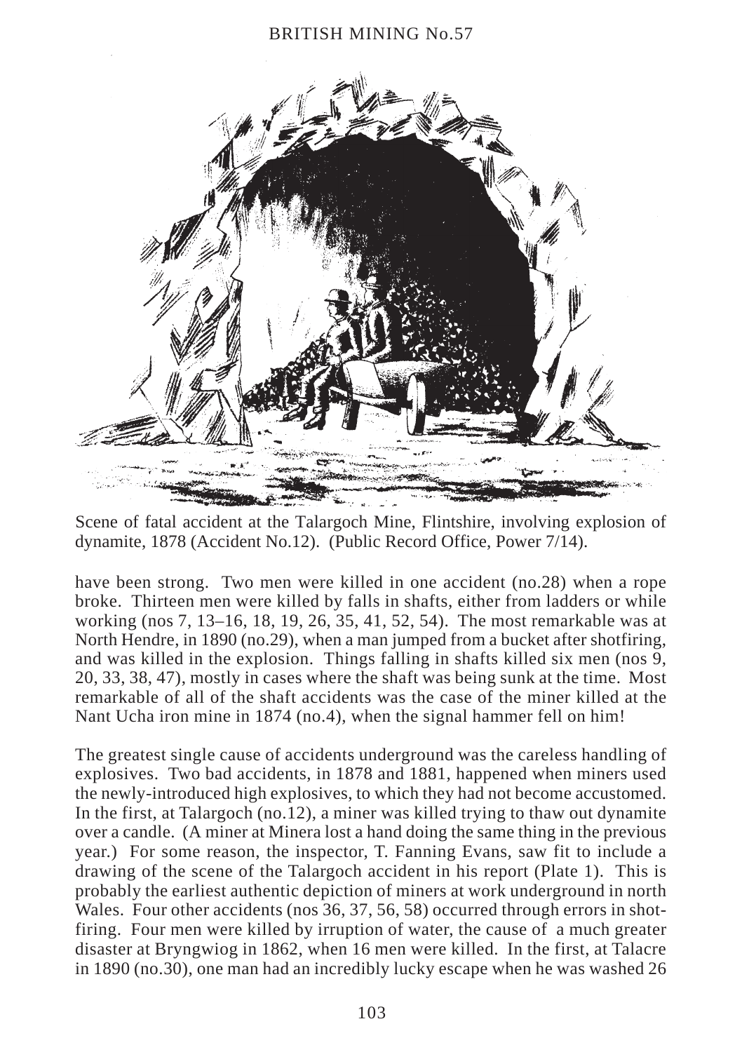Scene of fatal accident at the Talargoch Mine, Flintshire, involving explosion of dynamite, 1878 (Accident No.12). (Public Record Office, Power 7/14).

have been strong. Two men were killed in one accident (no.28) when a rope broke. Thirteen men were killed by falls in shafts, either from ladders or while working (nos 7, 13–16, 18, 19, 26, 35, 41, 52, 54). The most remarkable was at North Hendre, in 1890 (no.29), when a man jumped from a bucket after shotfiring, and was killed in the explosion. Things falling in shafts killed six men (nos 9, 20, 33, 38, 47), mostly in cases where the shaft was being sunk at the time. Most remarkable of all of the shaft accidents was the case of the miner killed at the Nant Ucha iron mine in 1874 (no.4), when the signal hammer fell on him!

The greatest single cause of accidents underground was the careless handling of explosives. Two bad accidents, in 1878 and 1881, happened when miners used the newly-introduced high explosives, to which they had not become accustomed. In the first, at Talargoch (no.12), a miner was killed trying to thaw out dynamite over a candle. (A miner at Minera lost a hand doing the same thing in the previous year.) For some reason, the inspector, T. Fanning Evans, saw fit to include a drawing of the scene of the Talargoch accident in his report (Plate 1). This is probably the earliest authentic depiction of miners at work underground in north Wales. Four other accidents (nos 36, 37, 56, 58) occurred through errors in shotfiring. Four men were killed by irruption of water, the cause of a much greater disaster at Bryngwiog in 1862, when 16 men were killed. In the first, at Talacre in 1890 (no.30), one man had an incredibly lucky escape when he was washed 26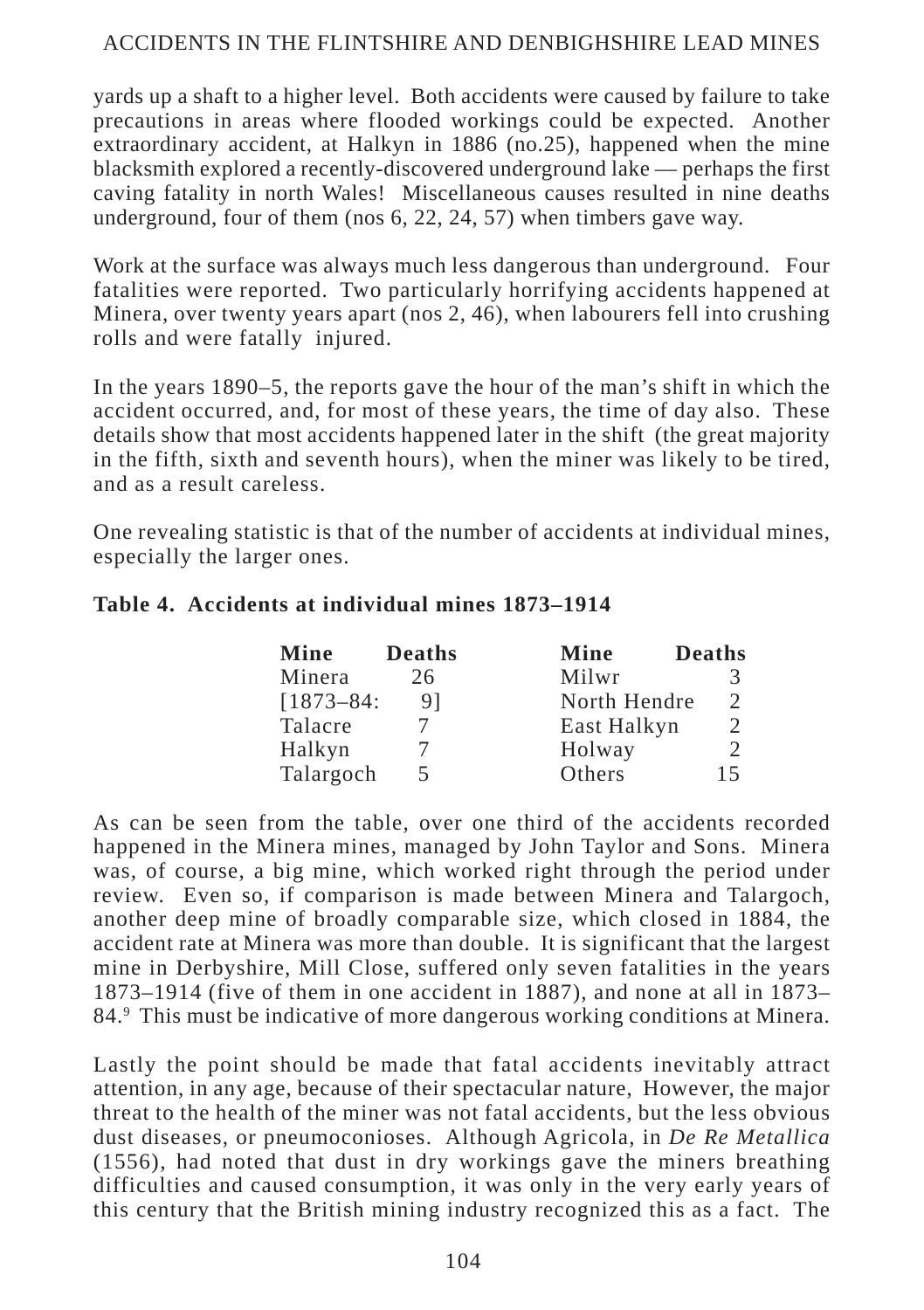yards up a shaft to a higher level. Both accidents were caused by failure to take precautions in areas where flooded workings could be expected. Another extraordinary accident, at Halkyn in 1886 (no.25), happened when the mine blacksmith explored a recently-discovered underground lake — perhaps the first caving fatality in north Wales! Miscellaneous causes resulted in nine deaths underground, four of them (nos 6, 22, 24, 57) when timbers gave way.

Work at the surface was always much less dangerous than underground. Four fatalities were reported. Two particularly horrifying accidents happened at Minera, over twenty years apart (nos 2, 46), when labourers fell into crushing rolls and were fatally injured.

In the years 1890–5, the reports gave the hour of the man's shift in which the accident occurred, and, for most of these years, the time of day also. These details show that most accidents happened later in the shift (the great majority in the fifth, sixth and seventh hours), when the miner was likely to be tired, and as a result careless.

One revealing statistic is that of the number of accidents at individual mines, especially the larger ones.

**Table 4. Accidents at individual mines 1873–1914**

| Mine | Deaths | Mine | Deaths |
|---|---|---|---|
| Minera | 26 | Milwr | 3 |
| [1873–84: | 9] | North Hendre | 2 |
| Talacre | 7 | East Halkyn | 2 |
| Halkyn | 7 | Holway | 2 |
| Talargoch | 5 | Others | 15 |

As can be seen from the table, over one third of the accidents recorded happened in the Minera mines, managed by John Taylor and Sons. Minera was, of course, a big mine, which worked right through the period under review. Even so, if comparison is made between Minera and Talargoch, another deep mine of broadly comparable size, which closed in 1884, the accident rate at Minera was more than double. It is significant that the largest mine in Derbyshire, Mill Close, suffered only seven fatalities in the years 1873–1914 (five of them in one accident in 1887), and none at all in 1873–84.[9] This must be indicative of more dangerous working conditions at Minera.

Lastly the point should be made that fatal accidents inevitably attract attention, in any age, because of their spectacular nature, However, the major threat to the health of the miner was not fatal accidents, but the less obvious dust diseases, or pneumoconioses. Although Agricola, in *De Re Metallica* (1556), had noted that dust in dry workings gave the miners breathing difficulties and caused consumption, it was only in the very early years of this century that the British mining industry recognized this as a fact. The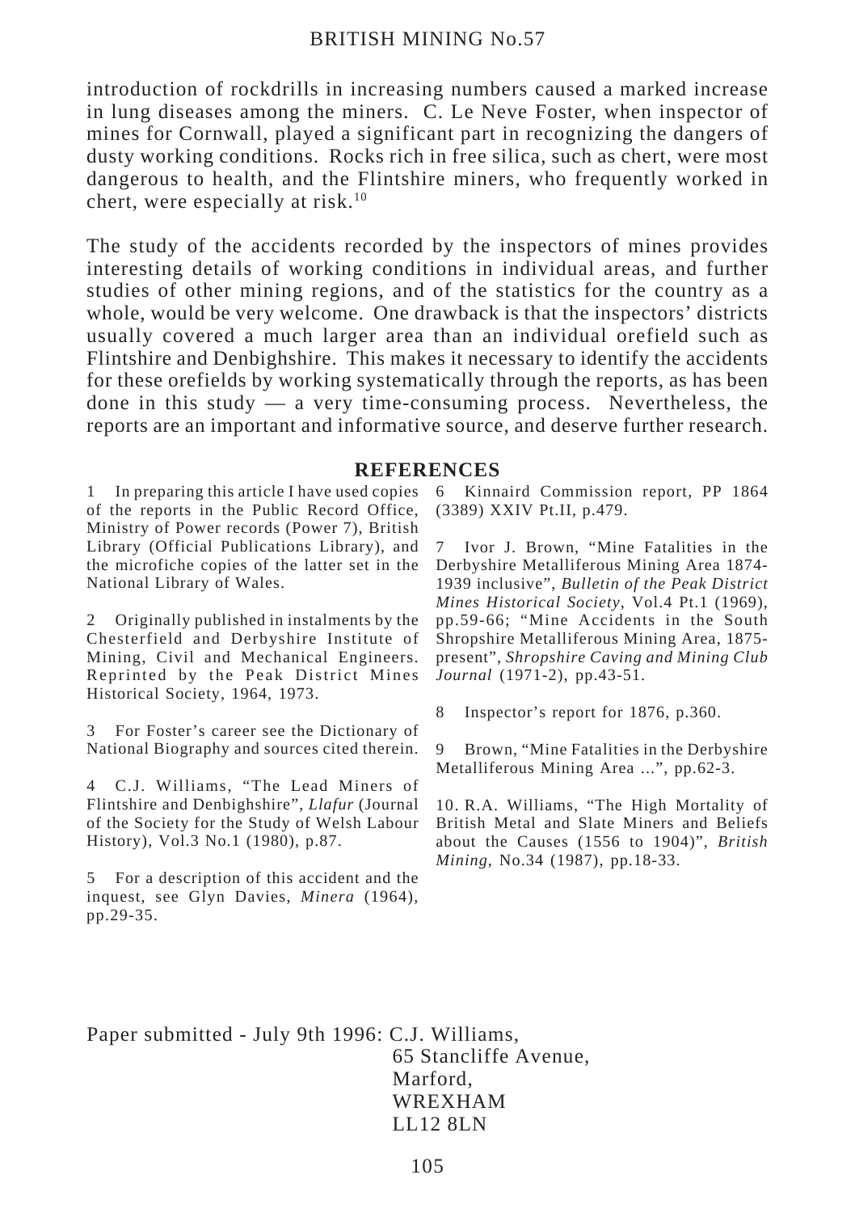introduction of rockdrills in increasing numbers caused a marked increase in lung diseases among the miners. C. Le Neve Foster, when inspector of mines for Cornwall, played a significant part in recognizing the dangers of dusty working conditions. Rocks rich in free silica, such as chert, were most dangerous to health, and the Flintshire miners, who frequently worked in chert, were especially at risk.[10]

The study of the accidents recorded by the inspectors of mines provides interesting details of working conditions in individual areas, and further studies of other mining regions, and of the statistics for the country as a whole, would be very welcome. One drawback is that the inspectors' districts usually covered a much larger area than an individual orefield such as Flintshire and Denbighshire. This makes it necessary to identify the accidents for these orefields by working systematically through the reports, as has been done in this study — a very time-consuming process. Nevertheless, the reports are an important and informative source, and deserve further research.

## REFERENCES

1 In preparing this article I have used copies of the reports in the Public Record Office, Ministry of Power records (Power 7), British Library (Official Publications Library), and the microfiche copies of the latter set in the National Library of Wales.

2 Originally published in instalments by the Chesterfield and Derbyshire Institute of Mining, Civil and Mechanical Engineers. Reprinted by the Peak District Mines Historical Society, 1964, 1973.

3 For Foster's career see the Dictionary of National Biography and sources cited therein.

4 C.J. Williams, "The Lead Miners of Flintshire and Denbighshire", *Llafur* (Journal of the Society for the Study of Welsh Labour History), Vol.3 No.1 (1980), p.87.

5 For a description of this accident and the inquest, see Glyn Davies, *Minera* (1964), pp.29-35.

6 Kinnaird Commission report, PP 1864 (3389) XXIV Pt.II, p.479.

7 Ivor J. Brown, "Mine Fatalities in the Derbyshire Metalliferous Mining Area 1874-1939 inclusive", *Bulletin of the Peak District Mines Historical Society*, Vol.4 Pt.1 (1969), pp.59-66; "Mine Accidents in the South Shropshire Metalliferous Mining Area, 1875-present", *Shropshire Caving and Mining Club Journal* (1971-2), pp.43-51.

8 Inspector's report for 1876, p.360.

9 Brown, "Mine Fatalities in the Derbyshire Metalliferous Mining Area ...", pp.62-3.

10. R.A. Williams, "The High Mortality of British Metal and Slate Miners and Beliefs about the Causes (1556 to 1904)", *British Mining*, No.34 (1987), pp.18-33.

Paper submitted - July 9th 1996: C.J. Williams,
65 Stancliffe Avenue,
Marford,
WREXHAM
LL12 8LN